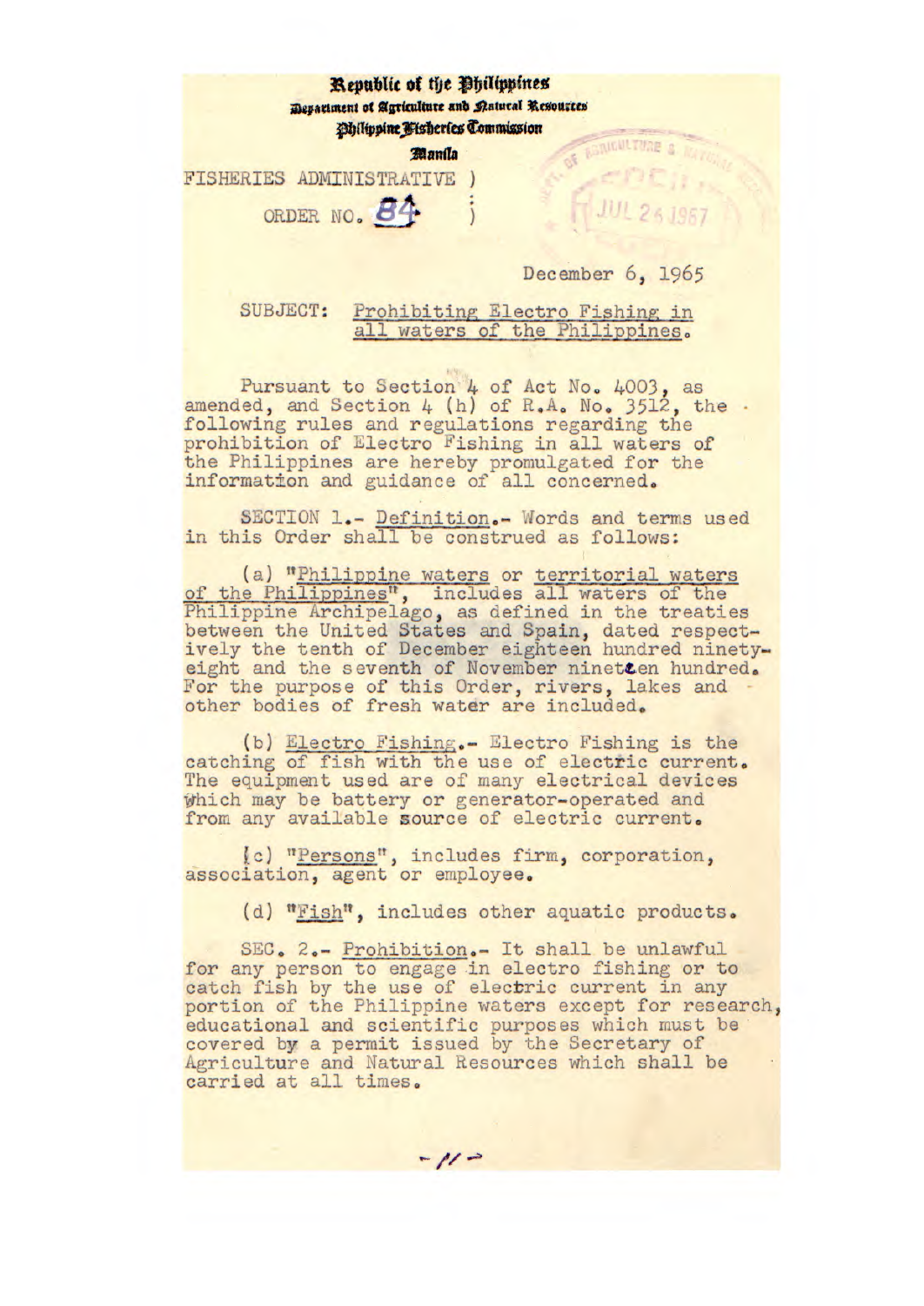Republic of the Philippines
Department of Agriculture and Natural Resources
Philippine Fisheries Commission
Manila

FISHERIES ADMINISTRATIVE )
ORDER NO. 84 )

JUL 24 1967

December 6, 1965

SUBJECT: Prohibiting Electro Fishing in all waters of the Philippines.

Pursuant to Section 4 of Act No. 4003, as amended, and Section 4 (h) of R.A. No. 3512, the following rules and regulations regarding the prohibition of Electro Fishing in all waters of the Philippines are hereby promulgated for the information and guidance of all concerned.

SECTION 1.- Definition.- Words and terms used in this Order shall be construed as follows:

(a) "Philippine waters or territorial waters of the Philippines", includes all waters of the Philippine Archipelago, as defined in the treaties between the United States and Spain, dated respectively the tenth of December eighteen hundred ninety-eight and the seventh of November nineteen hundred. For the purpose of this Order, rivers, lakes and other bodies of fresh water are included.

(b) Electro Fishing.- Electro Fishing is the catching of fish with the use of electric current. The equipment used are of many electrical devices which may be battery or generator-operated and from any available source of electric current.

(c) "Persons", includes firm, corporation, association, agent or employee.

(d) "Fish", includes other aquatic products.

SEC. 2.- Prohibition.- It shall be unlawful for any person to engage in electro fishing or to catch fish by the use of electric current in any portion of the Philippine waters except for research, educational and scientific purposes which must be covered by a permit issued by the Secretary of Agriculture and Natural Resources which shall be carried at all times.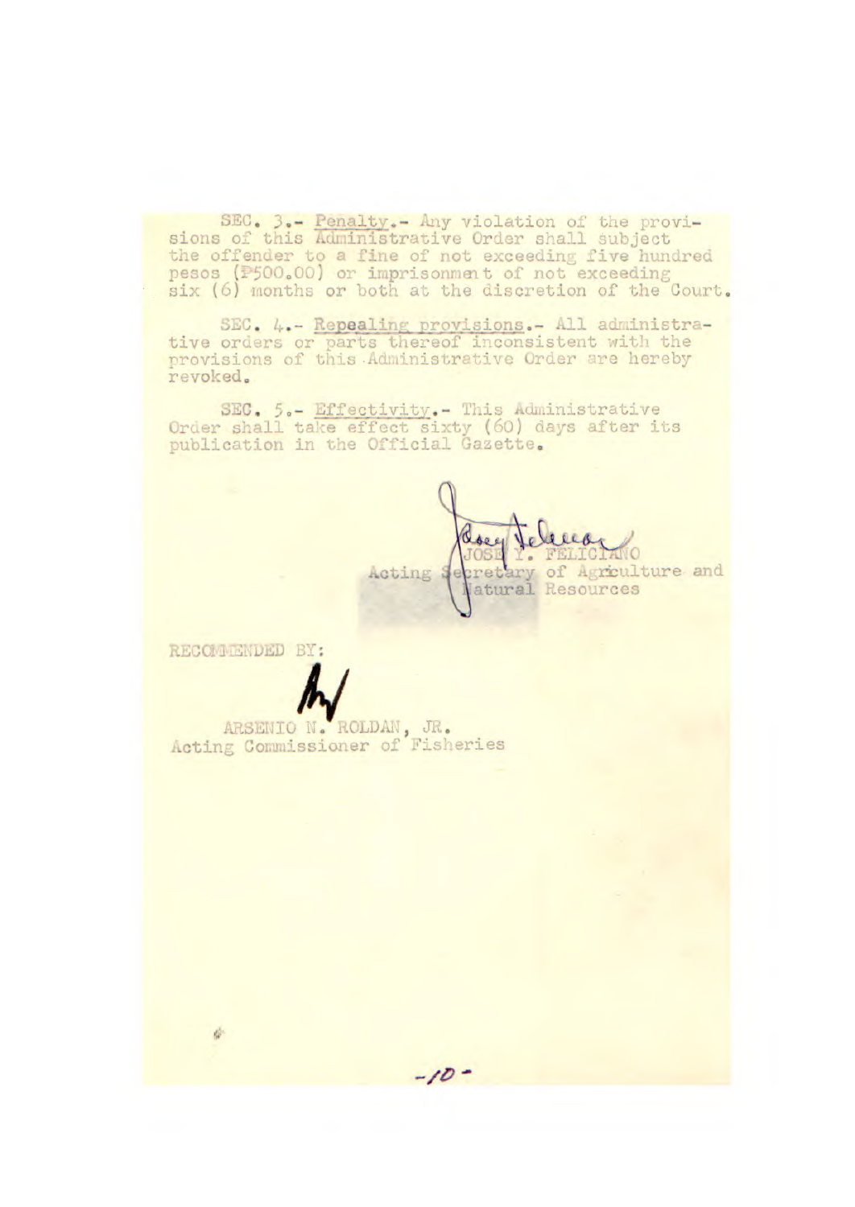SEC. 3.- Penalty.- Any violation of the provisions of this Administrative Order shall subject the offender to a fine of not exceeding five hundred pesos (₱500.00) or imprisonment of not exceeding six (6) months or both at the discretion of the Court.

SEC. 4.- Repealing provisions.- All administrative orders or parts thereof inconsistent with the provisions of this Administrative Order are hereby revoked.

SEC. 5.- Effectivity.- This Administrative Order shall take effect sixty (60) days after its publication in the Official Gazette.

JOSE Y. FELICIANO
Acting Secretary of Agriculture and Natural Resources

RECOMMENDED BY:

ARSENIO N. ROLDAN, JR.
Acting Commissioner of Fisheries